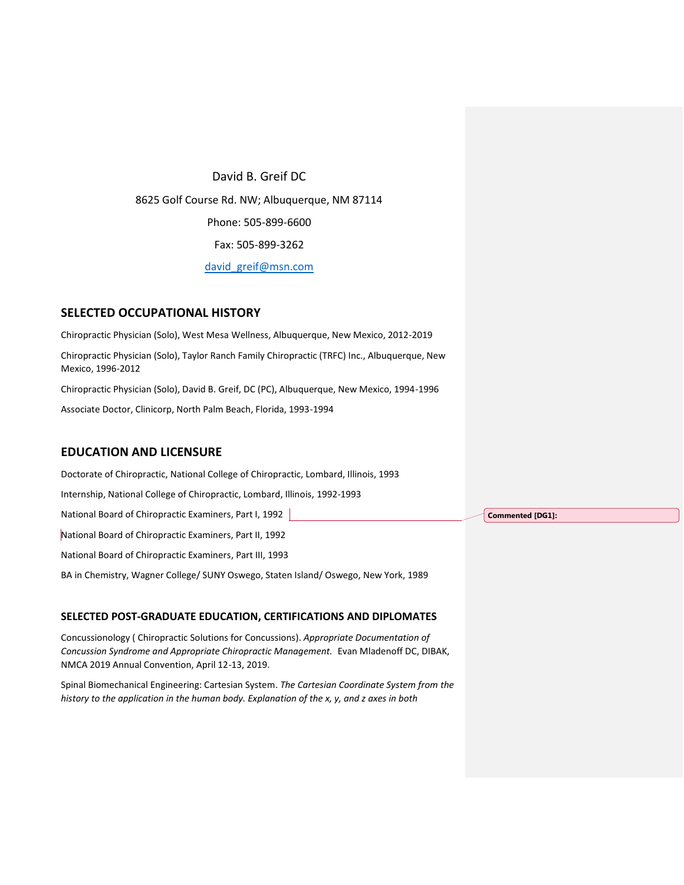David B. Greif DC

8625 Golf Course Rd. NW; Albuquerque, NM 87114

Phone: 505-899-6600

Fax: 505-899-3262

david_greif@msn.com

## SELECTED OCCUPATIONAL HISTORY

Chiropractic Physician (Solo), West Mesa Wellness, Albuquerque, New Mexico, 2012-2019

Chiropractic Physician (Solo), Taylor Ranch Family Chiropractic (TRFC) Inc., Albuquerque, New Mexico, 1996-2012

Chiropractic Physician (Solo), David B. Greif, DC (PC), Albuquerque, New Mexico, 1994-1996

Associate Doctor, Clinicorp, North Palm Beach, Florida, 1993-1994

## EDUCATION AND LICENSURE

Doctorate of Chiropractic, National College of Chiropractic, Lombard, Illinois, 1993

Internship, National College of Chiropractic, Lombard, Illinois, 1992-1993

National Board of Chiropractic Examiners, Part I, 1992

Commented [DG1]:

National Board of Chiropractic Examiners, Part II, 1992

National Board of Chiropractic Examiners, Part III, 1993

BA in Chemistry, Wagner College/ SUNY Oswego, Staten Island/ Oswego, New York, 1989

### SELECTED POST-GRADUATE EDUCATION, CERTIFICATIONS AND DIPLOMATES

Concussionology ( Chiropractic Solutions for Concussions). *Appropriate Documentation of Concussion Syndrome and Appropriate Chiropractic Management.* Evan Mladenoff DC, DIBAK, NMCA 2019 Annual Convention, April 12-13, 2019.

Spinal Biomechanical Engineering: Cartesian System. *The Cartesian Coordinate System from the history to the application in the human body. Explanation of the x, y, and z axes in both*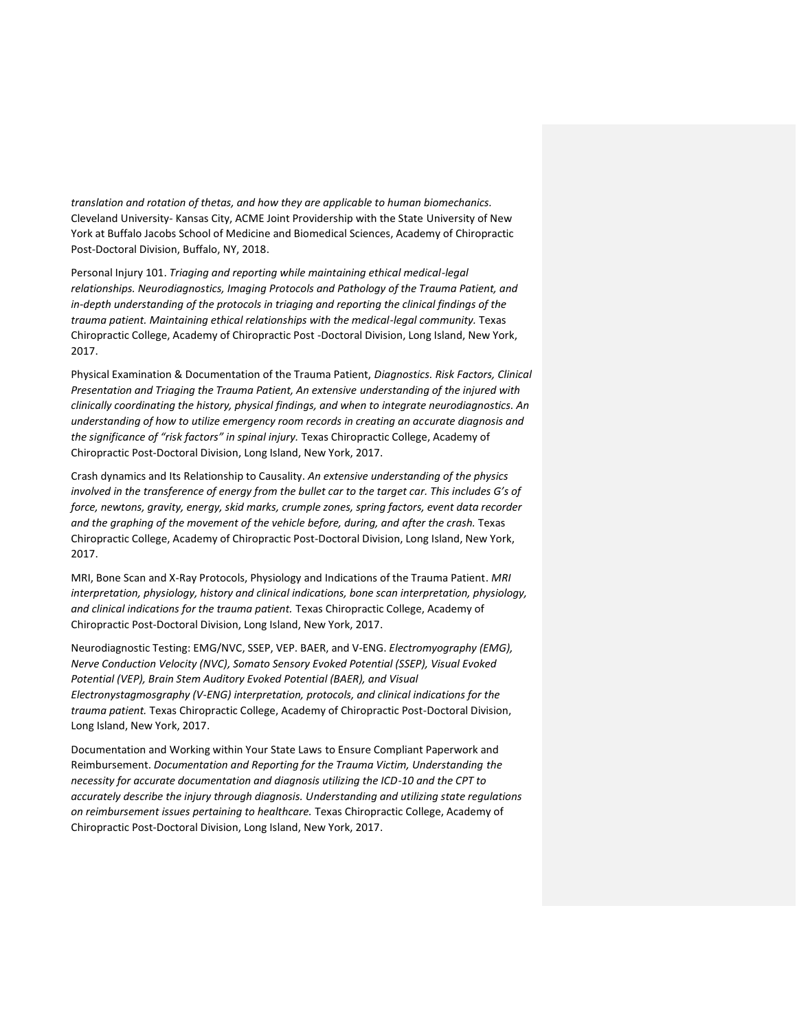*translation and rotation of thetas, and how they are applicable to human biomechanics.* Cleveland University- Kansas City, ACME Joint Providership with the State University of New York at Buffalo Jacobs School of Medicine and Biomedical Sciences, Academy of Chiropractic Post-Doctoral Division, Buffalo, NY, 2018.

Personal Injury 101. *Triaging and reporting while maintaining ethical medical-legal relationships. Neurodiagnostics, Imaging Protocols and Pathology of the Trauma Patient, and in-depth understanding of the protocols in triaging and reporting the clinical findings of the trauma patient. Maintaining ethical relationships with the medical-legal community.* Texas Chiropractic College, Academy of Chiropractic Post -Doctoral Division, Long Island, New York, 2017.

Physical Examination & Documentation of the Trauma Patient, *Diagnostics. Risk Factors, Clinical Presentation and Triaging the Trauma Patient, An extensive understanding of the injured with clinically coordinating the history, physical findings, and when to integrate neurodiagnostics. An understanding of how to utilize emergency room records in creating an accurate diagnosis and the significance of "risk factors" in spinal injury.* Texas Chiropractic College, Academy of Chiropractic Post-Doctoral Division, Long Island, New York, 2017.

Crash dynamics and Its Relationship to Causality. *An extensive understanding of the physics involved in the transference of energy from the bullet car to the target car. This includes G's of force, newtons, gravity, energy, skid marks, crumple zones, spring factors, event data recorder and the graphing of the movement of the vehicle before, during, and after the crash.* Texas Chiropractic College, Academy of Chiropractic Post-Doctoral Division, Long Island, New York, 2017.

MRI, Bone Scan and X-Ray Protocols, Physiology and Indications of the Trauma Patient. *MRI interpretation, physiology, history and clinical indications, bone scan interpretation, physiology, and clinical indications for the trauma patient.* Texas Chiropractic College, Academy of Chiropractic Post-Doctoral Division, Long Island, New York, 2017.

Neurodiagnostic Testing: EMG/NVC, SSEP, VEP. BAER, and V-ENG. *Electromyography (EMG), Nerve Conduction Velocity (NVC), Somato Sensory Evoked Potential (SSEP), Visual Evoked Potential (VEP), Brain Stem Auditory Evoked Potential (BAER), and Visual Electronystagmosgraphy (V-ENG) interpretation, protocols, and clinical indications for the trauma patient.* Texas Chiropractic College, Academy of Chiropractic Post-Doctoral Division, Long Island, New York, 2017.

Documentation and Working within Your State Laws to Ensure Compliant Paperwork and Reimbursement. *Documentation and Reporting for the Trauma Victim, Understanding the necessity for accurate documentation and diagnosis utilizing the ICD-10 and the CPT to accurately describe the injury through diagnosis. Understanding and utilizing state regulations on reimbursement issues pertaining to healthcare.* Texas Chiropractic College, Academy of Chiropractic Post-Doctoral Division, Long Island, New York, 2017.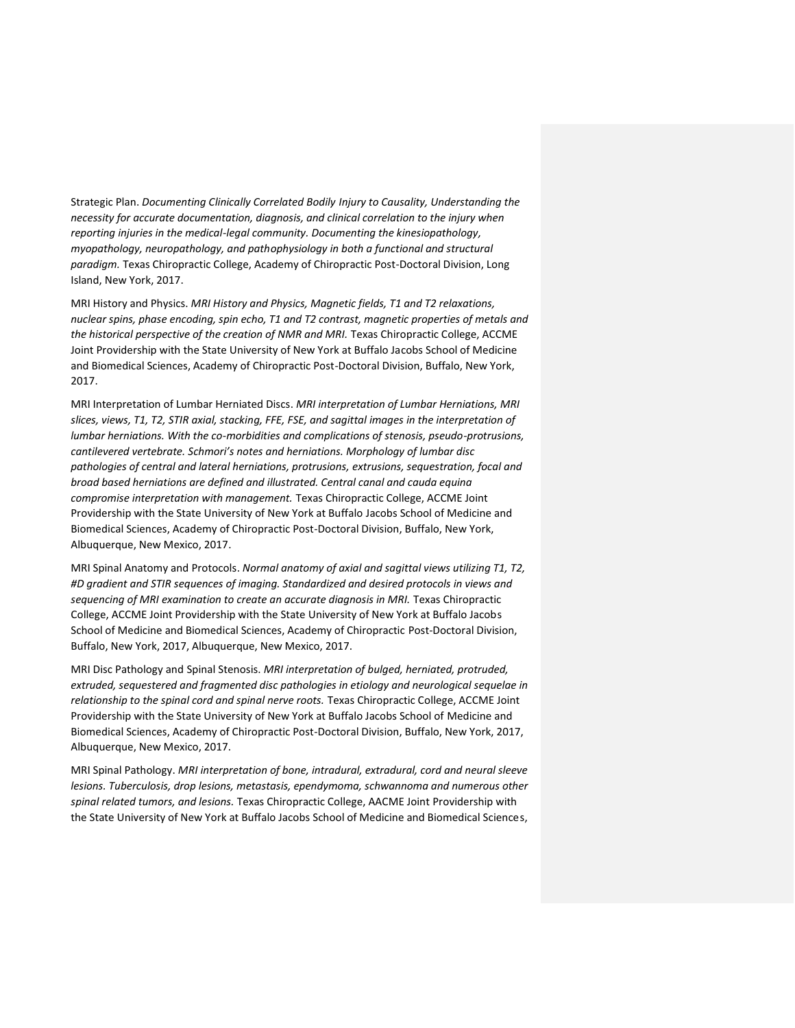Strategic Plan. *Documenting Clinically Correlated Bodily Injury to Causality, Understanding the necessity for accurate documentation, diagnosis, and clinical correlation to the injury when reporting injuries in the medical-legal community. Documenting the kinesiopathology, myopathology, neuropathology, and pathophysiology in both a functional and structural paradigm.* Texas Chiropractic College, Academy of Chiropractic Post-Doctoral Division, Long Island, New York, 2017.

MRI History and Physics. *MRI History and Physics, Magnetic fields, T1 and T2 relaxations, nuclear spins, phase encoding, spin echo, T1 and T2 contrast, magnetic properties of metals and the historical perspective of the creation of NMR and MRI.* Texas Chiropractic College, ACCME Joint Providership with the State University of New York at Buffalo Jacobs School of Medicine and Biomedical Sciences, Academy of Chiropractic Post-Doctoral Division, Buffalo, New York, 2017.

MRI Interpretation of Lumbar Herniated Discs. *MRI interpretation of Lumbar Herniations, MRI slices, views, T1, T2, STIR axial, stacking, FFE, FSE, and sagittal images in the interpretation of lumbar herniations. With the co-morbidities and complications of stenosis, pseudo-protrusions, cantilevered vertebrate. Schmori's notes and herniations. Morphology of lumbar disc pathologies of central and lateral herniations, protrusions, extrusions, sequestration, focal and broad based herniations are defined and illustrated. Central canal and cauda equina compromise interpretation with management.* Texas Chiropractic College, ACCME Joint Providership with the State University of New York at Buffalo Jacobs School of Medicine and Biomedical Sciences, Academy of Chiropractic Post-Doctoral Division, Buffalo, New York, Albuquerque, New Mexico, 2017.

MRI Spinal Anatomy and Protocols. *Normal anatomy of axial and sagittal views utilizing T1, T2, #D gradient and STIR sequences of imaging. Standardized and desired protocols in views and sequencing of MRI examination to create an accurate diagnosis in MRI.* Texas Chiropractic College, ACCME Joint Providership with the State University of New York at Buffalo Jacobs School of Medicine and Biomedical Sciences, Academy of Chiropractic Post-Doctoral Division, Buffalo, New York, 2017, Albuquerque, New Mexico, 2017.

MRI Disc Pathology and Spinal Stenosis. *MRI interpretation of bulged, herniated, protruded, extruded, sequestered and fragmented disc pathologies in etiology and neurological sequelae in relationship to the spinal cord and spinal nerve roots.* Texas Chiropractic College, ACCME Joint Providership with the State University of New York at Buffalo Jacobs School of Medicine and Biomedical Sciences, Academy of Chiropractic Post-Doctoral Division, Buffalo, New York, 2017, Albuquerque, New Mexico, 2017.

MRI Spinal Pathology. *MRI interpretation of bone, intradural, extradural, cord and neural sleeve lesions. Tuberculosis, drop lesions, metastasis, ependymoma, schwannoma and numerous other spinal related tumors, and lesions.* Texas Chiropractic College, AACME Joint Providership with the State University of New York at Buffalo Jacobs School of Medicine and Biomedical Sciences,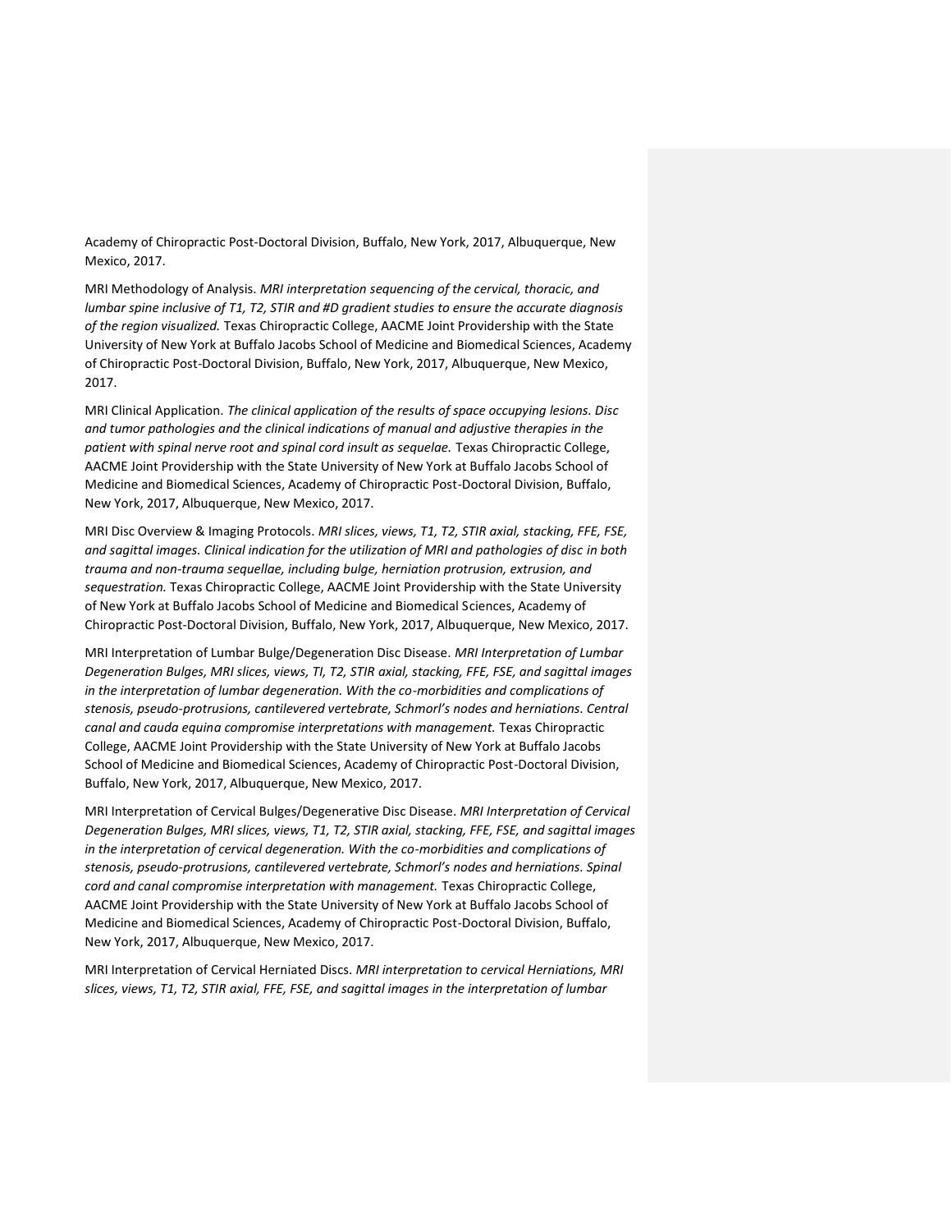Academy of Chiropractic Post-Doctoral Division, Buffalo, New York, 2017, Albuquerque, New Mexico, 2017.

MRI Methodology of Analysis. *MRI interpretation sequencing of the cervical, thoracic, and lumbar spine inclusive of T1, T2, STIR and #D gradient studies to ensure the accurate diagnosis of the region visualized.* Texas Chiropractic College, AACME Joint Providership with the State University of New York at Buffalo Jacobs School of Medicine and Biomedical Sciences, Academy of Chiropractic Post-Doctoral Division, Buffalo, New York, 2017, Albuquerque, New Mexico, 2017.

MRI Clinical Application. *The clinical application of the results of space occupying lesions. Disc and tumor pathologies and the clinical indications of manual and adjustive therapies in the patient with spinal nerve root and spinal cord insult as sequelae.* Texas Chiropractic College, AACME Joint Providership with the State University of New York at Buffalo Jacobs School of Medicine and Biomedical Sciences, Academy of Chiropractic Post-Doctoral Division, Buffalo, New York, 2017, Albuquerque, New Mexico, 2017.

MRI Disc Overview & Imaging Protocols. *MRI slices, views, T1, T2, STIR axial, stacking, FFE, FSE, and sagittal images. Clinical indication for the utilization of MRI and pathologies of disc in both trauma and non-trauma sequellae, including bulge, herniation protrusion, extrusion, and sequestration.* Texas Chiropractic College, AACME Joint Providership with the State University of New York at Buffalo Jacobs School of Medicine and Biomedical Sciences, Academy of Chiropractic Post-Doctoral Division, Buffalo, New York, 2017, Albuquerque, New Mexico, 2017.

MRI Interpretation of Lumbar Bulge/Degeneration Disc Disease. *MRI Interpretation of Lumbar Degeneration Bulges, MRI slices, views, TI, T2, STIR axial, stacking, FFE, FSE, and sagittal images in the interpretation of lumbar degeneration. With the co-morbidities and complications of stenosis, pseudo-protrusions, cantilevered vertebrate, Schmorl's nodes and herniations. Central canal and cauda equina compromise interpretations with management.* Texas Chiropractic College, AACME Joint Providership with the State University of New York at Buffalo Jacobs School of Medicine and Biomedical Sciences, Academy of Chiropractic Post-Doctoral Division, Buffalo, New York, 2017, Albuquerque, New Mexico, 2017.

MRI Interpretation of Cervical Bulges/Degenerative Disc Disease. *MRI Interpretation of Cervical Degeneration Bulges, MRI slices, views, T1, T2, STIR axial, stacking, FFE, FSE, and sagittal images in the interpretation of cervical degeneration. With the co-morbidities and complications of stenosis, pseudo-protrusions, cantilevered vertebrate, Schmorl's nodes and herniations. Spinal cord and canal compromise interpretation with management.* Texas Chiropractic College, AACME Joint Providership with the State University of New York at Buffalo Jacobs School of Medicine and Biomedical Sciences, Academy of Chiropractic Post-Doctoral Division, Buffalo, New York, 2017, Albuquerque, New Mexico, 2017.

MRI Interpretation of Cervical Herniated Discs. *MRI interpretation to cervical Herniations, MRI slices, views, T1, T2, STIR axial, FFE, FSE, and sagittal images in the interpretation of lumbar*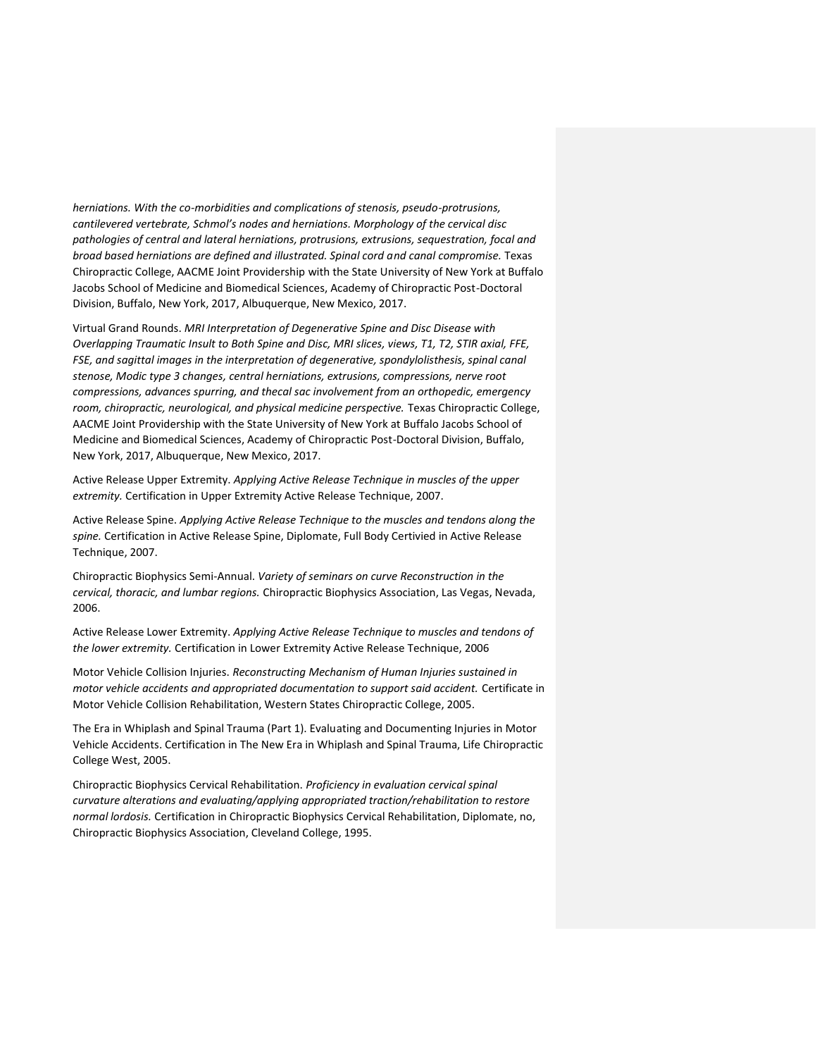*herniations. With the co-morbidities and complications of stenosis, pseudo-protrusions, cantilevered vertebrate, Schmol's nodes and herniations. Morphology of the cervical disc pathologies of central and lateral herniations, protrusions, extrusions, sequestration, focal and broad based herniations are defined and illustrated. Spinal cord and canal compromise.* Texas Chiropractic College, AACME Joint Providership with the State University of New York at Buffalo Jacobs School of Medicine and Biomedical Sciences, Academy of Chiropractic Post-Doctoral Division, Buffalo, New York, 2017, Albuquerque, New Mexico, 2017.

Virtual Grand Rounds. *MRI Interpretation of Degenerative Spine and Disc Disease with Overlapping Traumatic Insult to Both Spine and Disc, MRI slices, views, T1, T2, STIR axial, FFE, FSE, and sagittal images in the interpretation of degenerative, spondylolisthesis, spinal canal stenose, Modic type 3 changes, central herniations, extrusions, compressions, nerve root compressions, advances spurring, and thecal sac involvement from an orthopedic, emergency room, chiropractic, neurological, and physical medicine perspective.* Texas Chiropractic College, AACME Joint Providership with the State University of New York at Buffalo Jacobs School of Medicine and Biomedical Sciences, Academy of Chiropractic Post-Doctoral Division, Buffalo, New York, 2017, Albuquerque, New Mexico, 2017.

Active Release Upper Extremity. *Applying Active Release Technique in muscles of the upper extremity.* Certification in Upper Extremity Active Release Technique, 2007.

Active Release Spine. *Applying Active Release Technique to the muscles and tendons along the spine.* Certification in Active Release Spine, Diplomate, Full Body Certivied in Active Release Technique, 2007.

Chiropractic Biophysics Semi-Annual. *Variety of seminars on curve Reconstruction in the cervical, thoracic, and lumbar regions.* Chiropractic Biophysics Association, Las Vegas, Nevada, 2006.

Active Release Lower Extremity. *Applying Active Release Technique to muscles and tendons of the lower extremity.* Certification in Lower Extremity Active Release Technique, 2006

Motor Vehicle Collision Injuries. *Reconstructing Mechanism of Human Injuries sustained in motor vehicle accidents and appropriated documentation to support said accident.* Certificate in Motor Vehicle Collision Rehabilitation, Western States Chiropractic College, 2005.

The Era in Whiplash and Spinal Trauma (Part 1). Evaluating and Documenting Injuries in Motor Vehicle Accidents. Certification in The New Era in Whiplash and Spinal Trauma, Life Chiropractic College West, 2005.

Chiropractic Biophysics Cervical Rehabilitation. *Proficiency in evaluation cervical spinal curvature alterations and evaluating/applying appropriated traction/rehabilitation to restore normal lordosis.* Certification in Chiropractic Biophysics Cervical Rehabilitation, Diplomate, no, Chiropractic Biophysics Association, Cleveland College, 1995.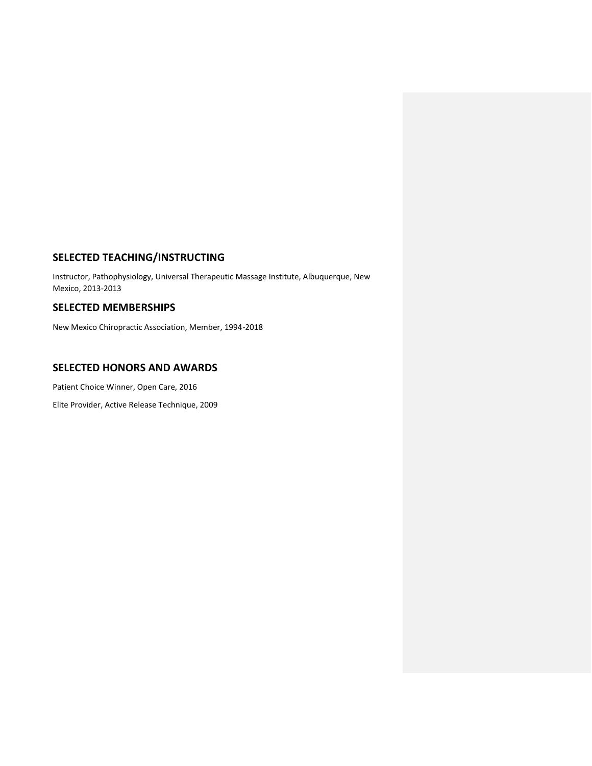## SELECTED TEACHING/INSTRUCTING

Instructor, Pathophysiology, Universal Therapeutic Massage Institute, Albuquerque, New Mexico, 2013-2013

## SELECTED MEMBERSHIPS

New Mexico Chiropractic Association, Member, 1994-2018

## SELECTED HONORS AND AWARDS

Patient Choice Winner, Open Care, 2016

Elite Provider, Active Release Technique, 2009